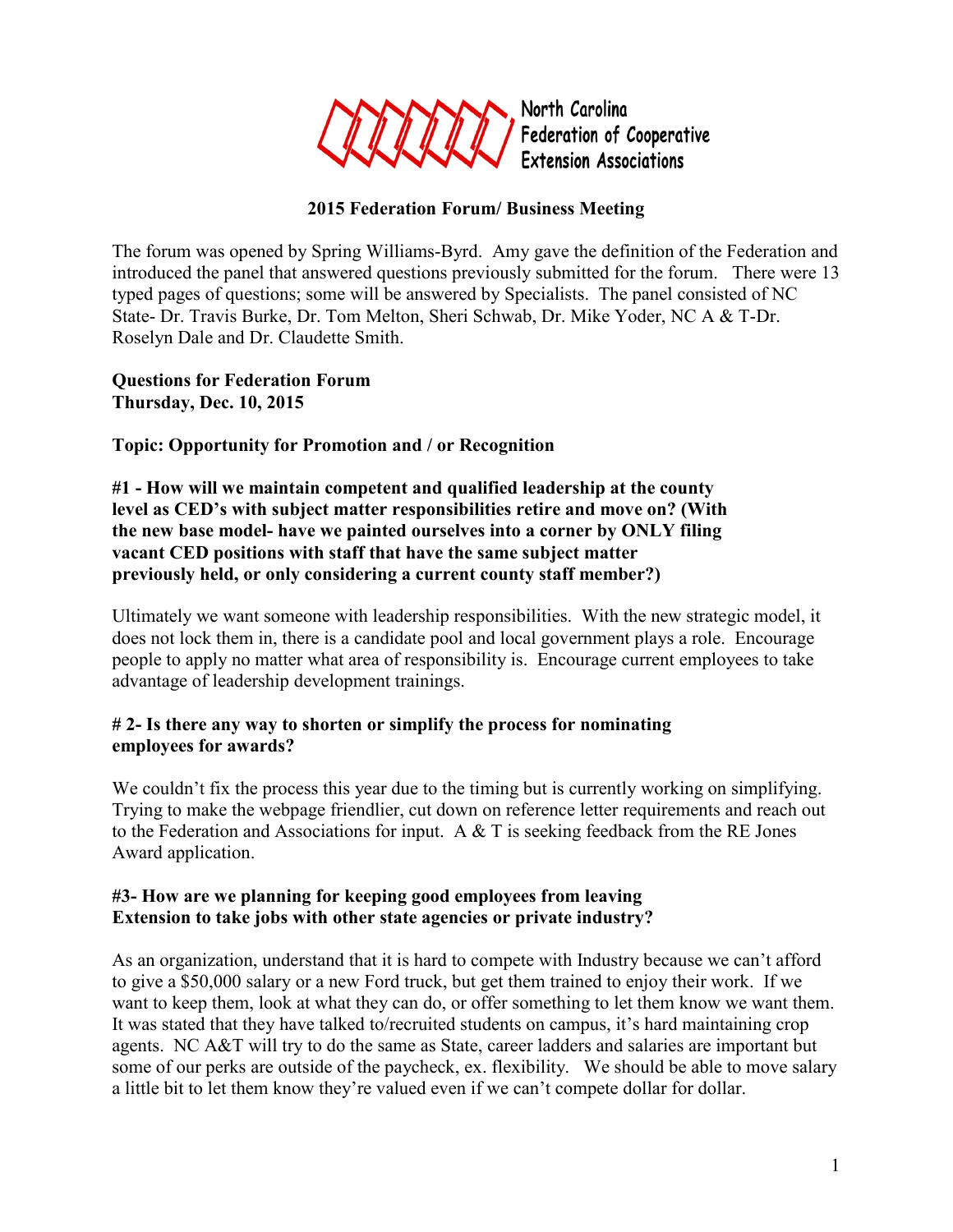North Carolina Federation of Cooperative Extension Associations

**2015 Federation Forum/ Business Meeting**

The forum was opened by Spring Williams-Byrd. Amy gave the definition of the Federation and introduced the panel that answered questions previously submitted for the forum. There were 13 typed pages of questions; some will be answered by Specialists. The panel consisted of NC State- Dr. Travis Burke, Dr. Tom Melton, Sheri Schwab, Dr. Mike Yoder, NC A & T-Dr. Roselyn Dale and Dr. Claudette Smith.

**Questions for Federation Forum**
**Thursday, Dec. 10, 2015**

**Topic: Opportunity for Promotion and / or Recognition**

**#1 - How will we maintain competent and qualified leadership at the county level as CED's with subject matter responsibilities retire and move on? (With the new base model- have we painted ourselves into a corner by ONLY filing vacant CED positions with staff that have the same subject matter previously held, or only considering a current county staff member?)**

Ultimately we want someone with leadership responsibilities. With the new strategic model, it does not lock them in, there is a candidate pool and local government plays a role. Encourage people to apply no matter what area of responsibility is. Encourage current employees to take advantage of leadership development trainings.

**# 2- Is there any way to shorten or simplify the process for nominating employees for awards?**

We couldn't fix the process this year due to the timing but is currently working on simplifying. Trying to make the webpage friendlier, cut down on reference letter requirements and reach out to the Federation and Associations for input. A & T is seeking feedback from the RE Jones Award application.

**#3- How are we planning for keeping good employees from leaving Extension to take jobs with other state agencies or private industry?**

As an organization, understand that it is hard to compete with Industry because we can't afford to give a $50,000 salary or a new Ford truck, but get them trained to enjoy their work. If we want to keep them, look at what they can do, or offer something to let them know we want them. It was stated that they have talked to/recruited students on campus, it's hard maintaining crop agents. NC A&T will try to do the same as State, career ladders and salaries are important but some of our perks are outside of the paycheck, ex. flexibility. We should be able to move salary a little bit to let them know they're valued even if we can't compete dollar for dollar.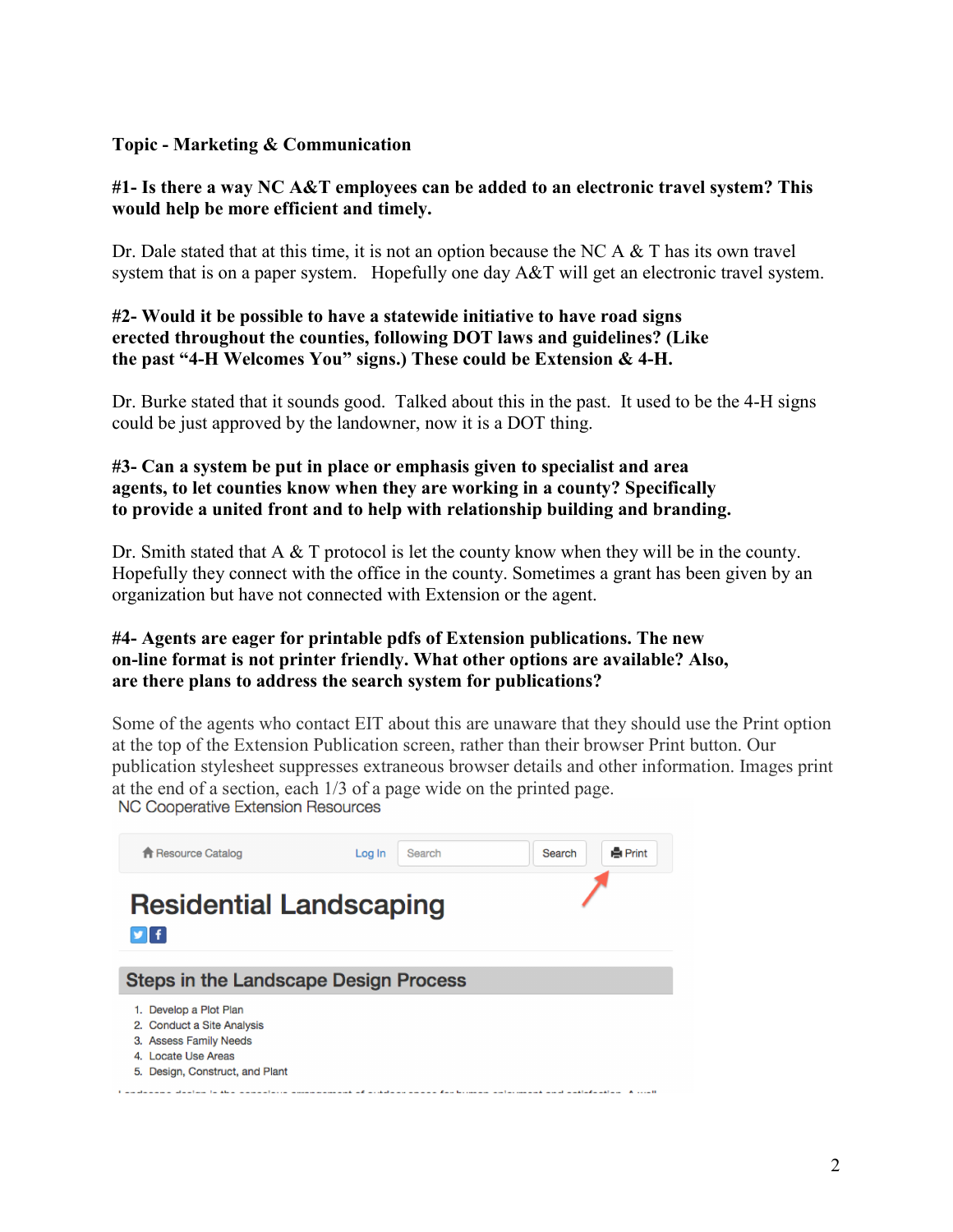**Topic - Marketing & Communication**

**#1- Is there a way NC A&T employees can be added to an electronic travel system? This would help be more efficient and timely.**

Dr. Dale stated that at this time, it is not an option because the NC A & T has its own travel system that is on a paper system. Hopefully one day A&T will get an electronic travel system.

**#2- Would it be possible to have a statewide initiative to have road signs erected throughout the counties, following DOT laws and guidelines? (Like the past "4-H Welcomes You" signs.) These could be Extension & 4-H.**

Dr. Burke stated that it sounds good. Talked about this in the past. It used to be the 4-H signs could be just approved by the landowner, now it is a DOT thing.

**#3- Can a system be put in place or emphasis given to specialist and area agents, to let counties know when they are working in a county? Specifically to provide a united front and to help with relationship building and branding.**

Dr. Smith stated that A & T protocol is let the county know when they will be in the county. Hopefully they connect with the office in the county. Sometimes a grant has been given by an organization but have not connected with Extension or the agent.

**#4- Agents are eager for printable pdfs of Extension publications. The new on-line format is not printer friendly. What other options are available? Also, are there plans to address the search system for publications?**

Some of the agents who contact EIT about this are unaware that they should use the Print option at the top of the Extension Publication screen, rather than their browser Print button. Our publication stylesheet suppresses extraneous browser details and other information. Images print at the end of a section, each 1/3 of a page wide on the printed page.

NC Cooperative Extension Resources

Resource Catalog | Log In | Search | Search | Print

**Residential Landscaping**

**Steps in the Landscape Design Process**

1. Develop a Plot Plan
2. Conduct a Site Analysis
3. Assess Family Needs
4. Locate Use Areas
5. Design, Construct, and Plant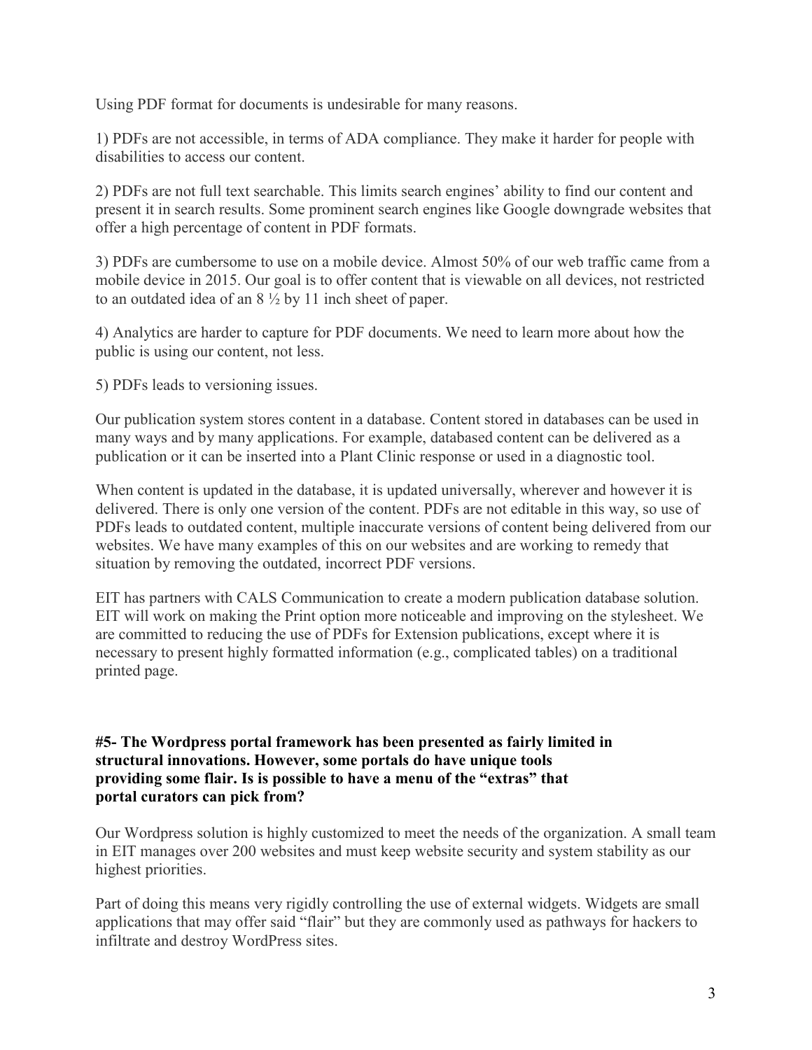Using PDF format for documents is undesirable for many reasons.

1) PDFs are not accessible, in terms of ADA compliance. They make it harder for people with disabilities to access our content.

2) PDFs are not full text searchable. This limits search engines' ability to find our content and present it in search results. Some prominent search engines like Google downgrade websites that offer a high percentage of content in PDF formats.

3) PDFs are cumbersome to use on a mobile device. Almost 50% of our web traffic came from a mobile device in 2015. Our goal is to offer content that is viewable on all devices, not restricted to an outdated idea of an 8 ½ by 11 inch sheet of paper.

4) Analytics are harder to capture for PDF documents. We need to learn more about how the public is using our content, not less.

5) PDFs leads to versioning issues.

Our publication system stores content in a database. Content stored in databases can be used in many ways and by many applications. For example, databased content can be delivered as a publication or it can be inserted into a Plant Clinic response or used in a diagnostic tool.

When content is updated in the database, it is updated universally, wherever and however it is delivered. There is only one version of the content. PDFs are not editable in this way, so use of PDFs leads to outdated content, multiple inaccurate versions of content being delivered from our websites. We have many examples of this on our websites and are working to remedy that situation by removing the outdated, incorrect PDF versions.

EIT has partners with CALS Communication to create a modern publication database solution. EIT will work on making the Print option more noticeable and improving on the stylesheet. We are committed to reducing the use of PDFs for Extension publications, except where it is necessary to present highly formatted information (e.g., complicated tables) on a traditional printed page.

**#5- The Wordpress portal framework has been presented as fairly limited in structural innovations. However, some portals do have unique tools providing some flair. Is is possible to have a menu of the "extras" that portal curators can pick from?**

Our Wordpress solution is highly customized to meet the needs of the organization. A small team in EIT manages over 200 websites and must keep website security and system stability as our highest priorities.

Part of doing this means very rigidly controlling the use of external widgets. Widgets are small applications that may offer said "flair" but they are commonly used as pathways for hackers to infiltrate and destroy WordPress sites.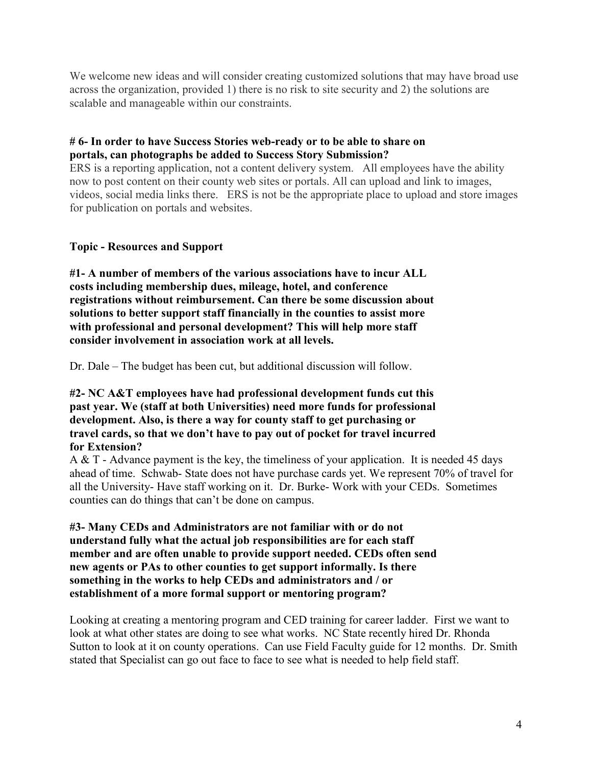We welcome new ideas and will consider creating customized solutions that may have broad use across the organization, provided 1) there is no risk to site security and 2) the solutions are scalable and manageable within our constraints.

**# 6- In order to have Success Stories web-ready or to be able to share on portals, can photographs be added to Success Story Submission?**

ERS is a reporting application, not a content delivery system. All employees have the ability now to post content on their county web sites or portals. All can upload and link to images, videos, social media links there. ERS is not be the appropriate place to upload and store images for publication on portals and websites.

**Topic - Resources and Support**

**#1- A number of members of the various associations have to incur ALL costs including membership dues, mileage, hotel, and conference registrations without reimbursement. Can there be some discussion about solutions to better support staff financially in the counties to assist more with professional and personal development? This will help more staff consider involvement in association work at all levels.**

Dr. Dale – The budget has been cut, but additional discussion will follow.

**#2- NC A&T employees have had professional development funds cut this past year. We (staff at both Universities) need more funds for professional development. Also, is there a way for county staff to get purchasing or travel cards, so that we don't have to pay out of pocket for travel incurred for Extension?**

A & T - Advance payment is the key, the timeliness of your application. It is needed 45 days ahead of time. Schwab- State does not have purchase cards yet. We represent 70% of travel for all the University- Have staff working on it. Dr. Burke- Work with your CEDs. Sometimes counties can do things that can't be done on campus.

**#3- Many CEDs and Administrators are not familiar with or do not understand fully what the actual job responsibilities are for each staff member and are often unable to provide support needed. CEDs often send new agents or PAs to other counties to get support informally. Is there something in the works to help CEDs and administrators and / or establishment of a more formal support or mentoring program?**

Looking at creating a mentoring program and CED training for career ladder. First we want to look at what other states are doing to see what works. NC State recently hired Dr. Rhonda Sutton to look at it on county operations. Can use Field Faculty guide for 12 months. Dr. Smith stated that Specialist can go out face to face to see what is needed to help field staff.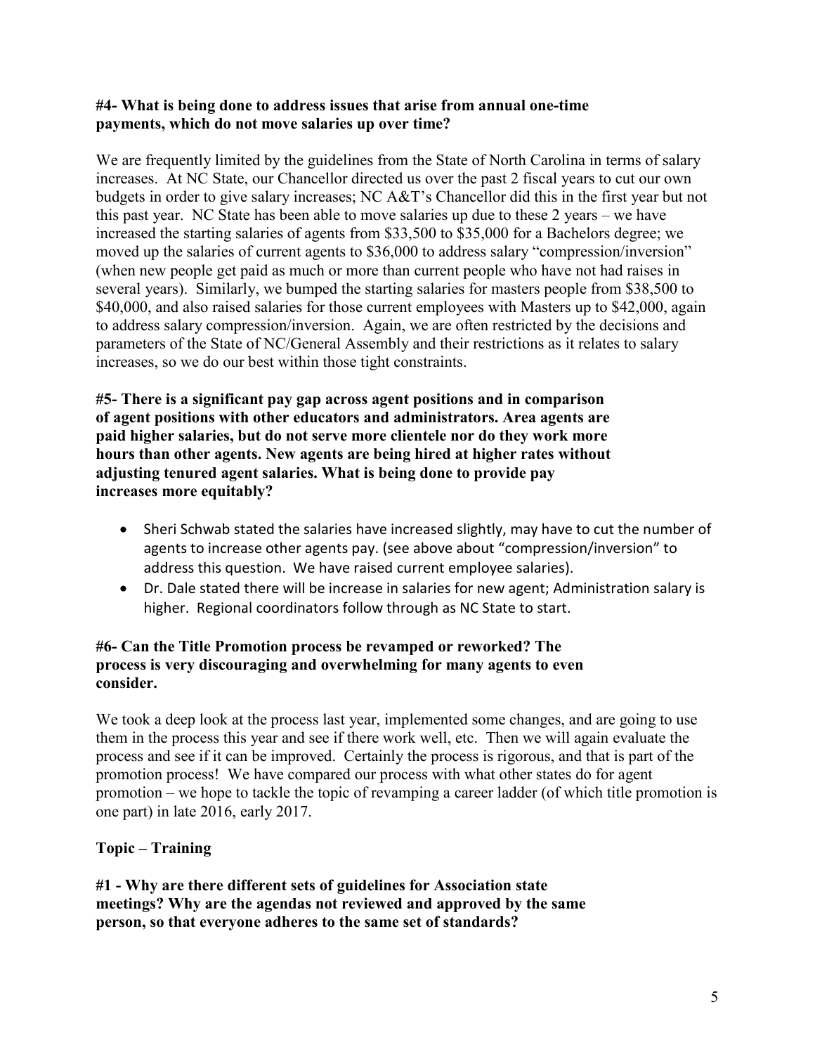**#4- What is being done to address issues that arise from annual one-time payments, which do not move salaries up over time?**

We are frequently limited by the guidelines from the State of North Carolina in terms of salary increases. At NC State, our Chancellor directed us over the past 2 fiscal years to cut our own budgets in order to give salary increases; NC A&T's Chancellor did this in the first year but not this past year. NC State has been able to move salaries up due to these 2 years – we have increased the starting salaries of agents from $33,500 to $35,000 for a Bachelors degree; we moved up the salaries of current agents to $36,000 to address salary "compression/inversion" (when new people get paid as much or more than current people who have not had raises in several years). Similarly, we bumped the starting salaries for masters people from $38,500 to $40,000, and also raised salaries for those current employees with Masters up to $42,000, again to address salary compression/inversion. Again, we are often restricted by the decisions and parameters of the State of NC/General Assembly and their restrictions as it relates to salary increases, so we do our best within those tight constraints.

**#5- There is a significant pay gap across agent positions and in comparison of agent positions with other educators and administrators. Area agents are paid higher salaries, but do not serve more clientele nor do they work more hours than other agents. New agents are being hired at higher rates without adjusting tenured agent salaries. What is being done to provide pay increases more equitably?**

- Sheri Schwab stated the salaries have increased slightly, may have to cut the number of agents to increase other agents pay. (see above about "compression/inversion" to address this question. We have raised current employee salaries).
- Dr. Dale stated there will be increase in salaries for new agent; Administration salary is higher. Regional coordinators follow through as NC State to start.

**#6- Can the Title Promotion process be revamped or reworked? The process is very discouraging and overwhelming for many agents to even consider.**

We took a deep look at the process last year, implemented some changes, and are going to use them in the process this year and see if there work well, etc. Then we will again evaluate the process and see if it can be improved. Certainly the process is rigorous, and that is part of the promotion process! We have compared our process with what other states do for agent promotion – we hope to tackle the topic of revamping a career ladder (of which title promotion is one part) in late 2016, early 2017.

**Topic – Training**

**#1 - Why are there different sets of guidelines for Association state meetings? Why are the agendas not reviewed and approved by the same person, so that everyone adheres to the same set of standards?**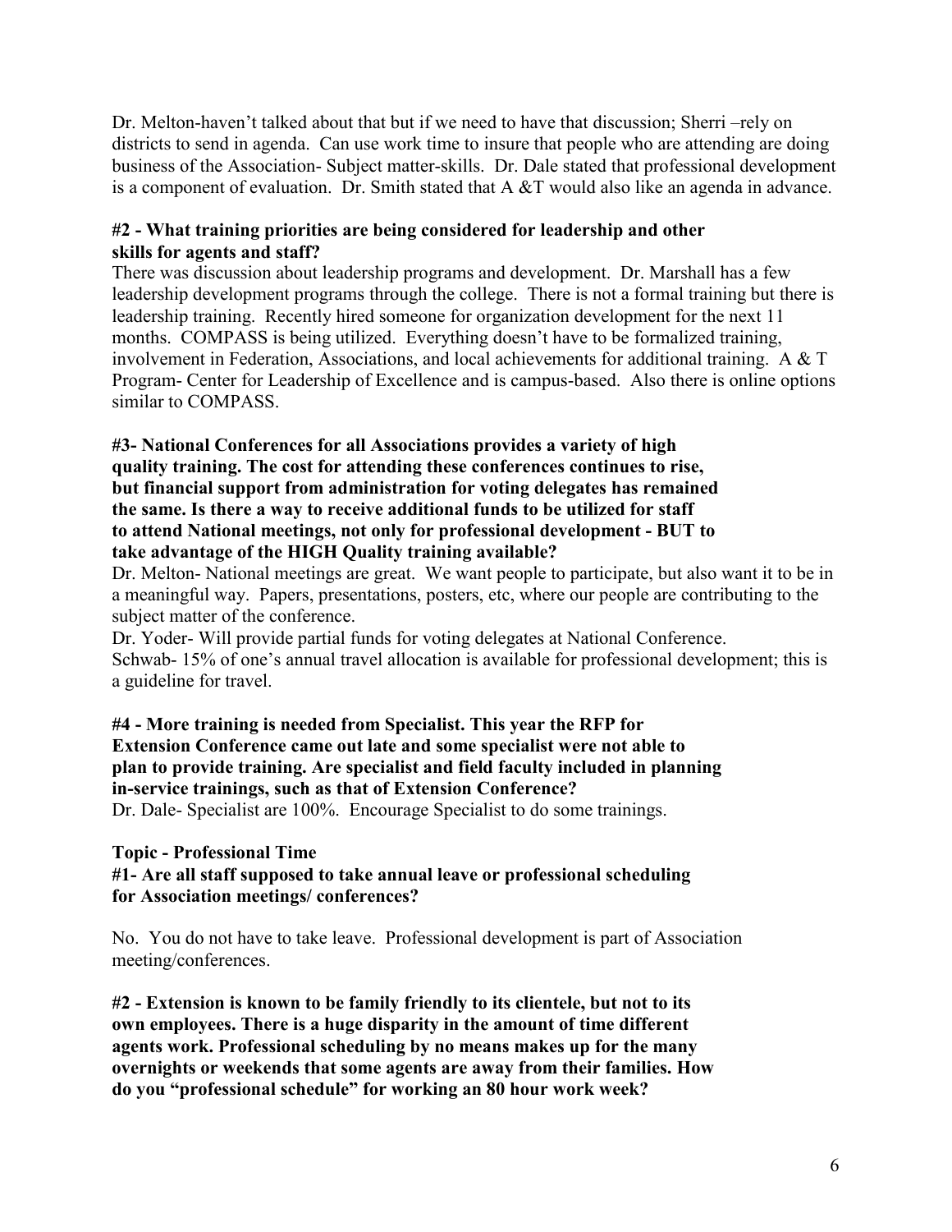Dr. Melton-haven't talked about that but if we need to have that discussion; Sherri –rely on districts to send in agenda. Can use work time to insure that people who are attending are doing business of the Association- Subject matter-skills. Dr. Dale stated that professional development is a component of evaluation. Dr. Smith stated that A &T would also like an agenda in advance.

**#2 - What training priorities are being considered for leadership and other skills for agents and staff?**

There was discussion about leadership programs and development. Dr. Marshall has a few leadership development programs through the college. There is not a formal training but there is leadership training. Recently hired someone for organization development for the next 11 months. COMPASS is being utilized. Everything doesn't have to be formalized training, involvement in Federation, Associations, and local achievements for additional training. A & T Program- Center for Leadership of Excellence and is campus-based. Also there is online options similar to COMPASS.

**#3- National Conferences for all Associations provides a variety of high quality training. The cost for attending these conferences continues to rise, but financial support from administration for voting delegates has remained the same. Is there a way to receive additional funds to be utilized for staff to attend National meetings, not only for professional development - BUT to take advantage of the HIGH Quality training available?**

Dr. Melton- National meetings are great. We want people to participate, but also want it to be in a meaningful way. Papers, presentations, posters, etc, where our people are contributing to the subject matter of the conference.

Dr. Yoder- Will provide partial funds for voting delegates at National Conference.

Schwab- 15% of one's annual travel allocation is available for professional development; this is a guideline for travel.

**#4 - More training is needed from Specialist. This year the RFP for Extension Conference came out late and some specialist were not able to plan to provide training. Are specialist and field faculty included in planning in-service trainings, such as that of Extension Conference?**

Dr. Dale- Specialist are 100%. Encourage Specialist to do some trainings.

**Topic - Professional Time**

**#1- Are all staff supposed to take annual leave or professional scheduling for Association meetings/ conferences?**

No. You do not have to take leave. Professional development is part of Association meeting/conferences.

**#2 - Extension is known to be family friendly to its clientele, but not to its own employees. There is a huge disparity in the amount of time different agents work. Professional scheduling by no means makes up for the many overnights or weekends that some agents are away from their families. How do you "professional schedule" for working an 80 hour work week?**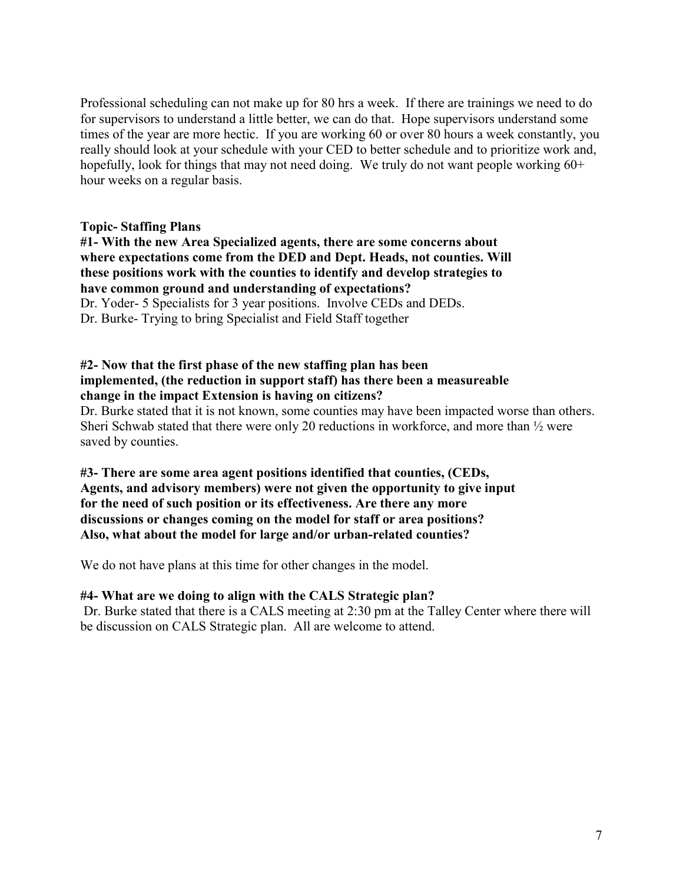Professional scheduling can not make up for 80 hrs a week. If there are trainings we need to do for supervisors to understand a little better, we can do that. Hope supervisors understand some times of the year are more hectic. If you are working 60 or over 80 hours a week constantly, you really should look at your schedule with your CED to better schedule and to prioritize work and, hopefully, look for things that may not need doing. We truly do not want people working 60+ hour weeks on a regular basis.

**Topic- Staffing Plans**

**#1- With the new Area Specialized agents, there are some concerns about where expectations come from the DED and Dept. Heads, not counties. Will these positions work with the counties to identify and develop strategies to have common ground and understanding of expectations?**

Dr. Yoder- 5 Specialists for 3 year positions. Involve CEDs and DEDs.
Dr. Burke- Trying to bring Specialist and Field Staff together

**#2- Now that the first phase of the new staffing plan has been implemented, (the reduction in support staff) has there been a measureable change in the impact Extension is having on citizens?**

Dr. Burke stated that it is not known, some counties may have been impacted worse than others. Sheri Schwab stated that there were only 20 reductions in workforce, and more than ½ were saved by counties.

**#3- There are some area agent positions identified that counties, (CEDs, Agents, and advisory members) were not given the opportunity to give input for the need of such position or its effectiveness. Are there any more discussions or changes coming on the model for staff or area positions? Also, what about the model for large and/or urban-related counties?**

We do not have plans at this time for other changes in the model.

**#4- What are we doing to align with the CALS Strategic plan?**

Dr. Burke stated that there is a CALS meeting at 2:30 pm at the Talley Center where there will be discussion on CALS Strategic plan. All are welcome to attend.